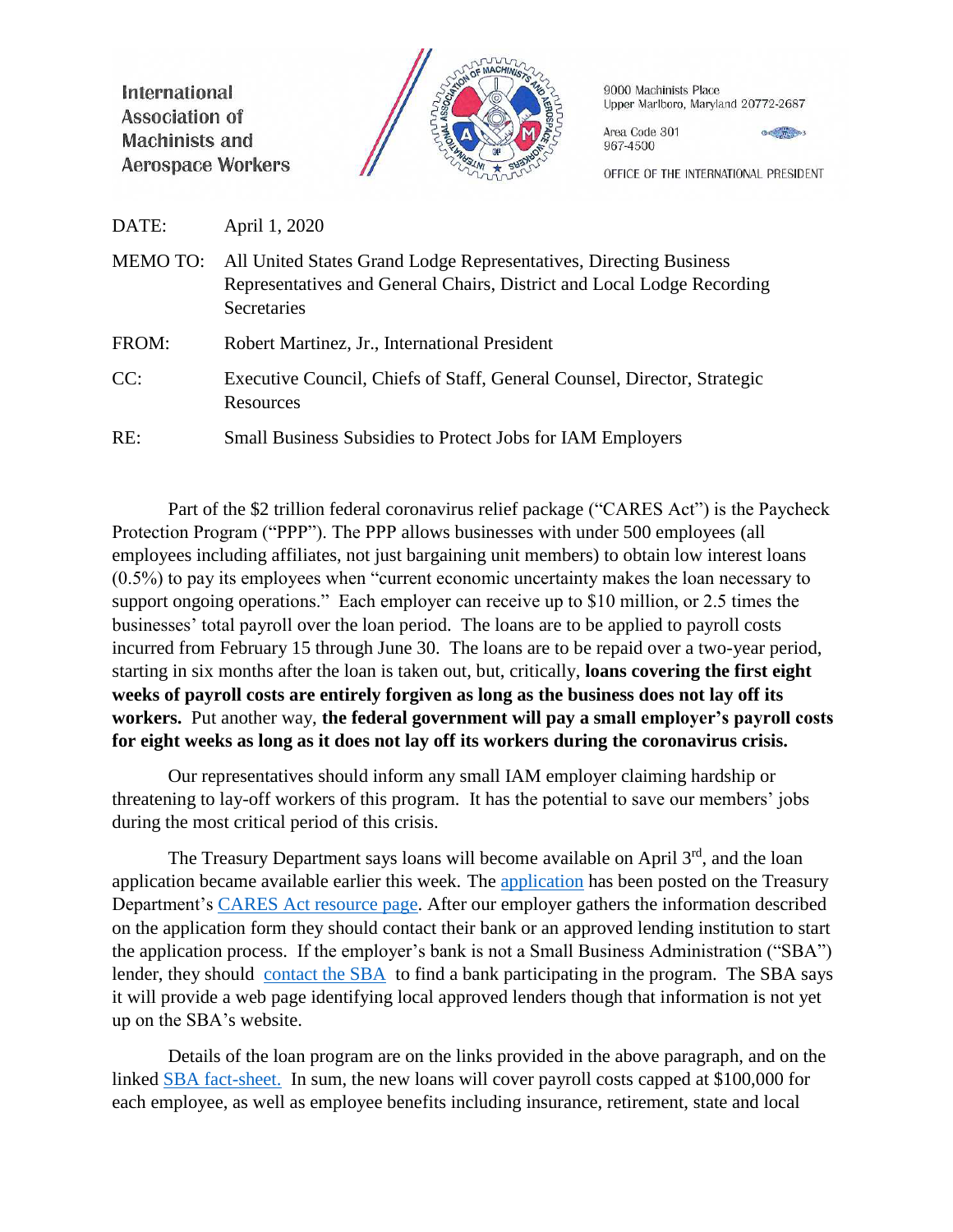International Association of Machinists and Aerospace Workers

9000 Machinists Place
Upper Marlboro, Maryland 20772-2687

Area Code 301
967-4500

OFFICE OF THE INTERNATIONAL PRESIDENT

DATE: April 1, 2020

MEMO TO: All United States Grand Lodge Representatives, Directing Business Representatives and General Chairs, District and Local Lodge Recording Secretaries

FROM: Robert Martinez, Jr., International President

CC: Executive Council, Chiefs of Staff, General Counsel, Director, Strategic Resources

RE: Small Business Subsidies to Protect Jobs for IAM Employers

Part of the $2 trillion federal coronavirus relief package ("CARES Act") is the Paycheck Protection Program ("PPP"). The PPP allows businesses with under 500 employees (all employees including affiliates, not just bargaining unit members) to obtain low interest loans (0.5%) to pay its employees when "current economic uncertainty makes the loan necessary to support ongoing operations." Each employer can receive up to $10 million, or 2.5 times the businesses' total payroll over the loan period. The loans are to be applied to payroll costs incurred from February 15 through June 30. The loans are to be repaid over a two-year period, starting in six months after the loan is taken out, but, critically, **loans covering the first eight weeks of payroll costs are entirely forgiven as long as the business does not lay off its workers.** Put another way, **the federal government will pay a small employer's payroll costs for eight weeks as long as it does not lay off its workers during the coronavirus crisis.**

Our representatives should inform any small IAM employer claiming hardship or threatening to lay-off workers of this program. It has the potential to save our members' jobs during the most critical period of this crisis.

The Treasury Department says loans will become available on April 3rd, and the loan application became available earlier this week. The application has been posted on the Treasury Department's CARES Act resource page. After our employer gathers the information described on the application form they should contact their bank or an approved lending institution to start the application process. If the employer's bank is not a Small Business Administration ("SBA") lender, they should contact the SBA to find a bank participating in the program. The SBA says it will provide a web page identifying local approved lenders though that information is not yet up on the SBA's website.

Details of the loan program are on the links provided in the above paragraph, and on the linked SBA fact-sheet. In sum, the new loans will cover payroll costs capped at $100,000 for each employee, as well as employee benefits including insurance, retirement, state and local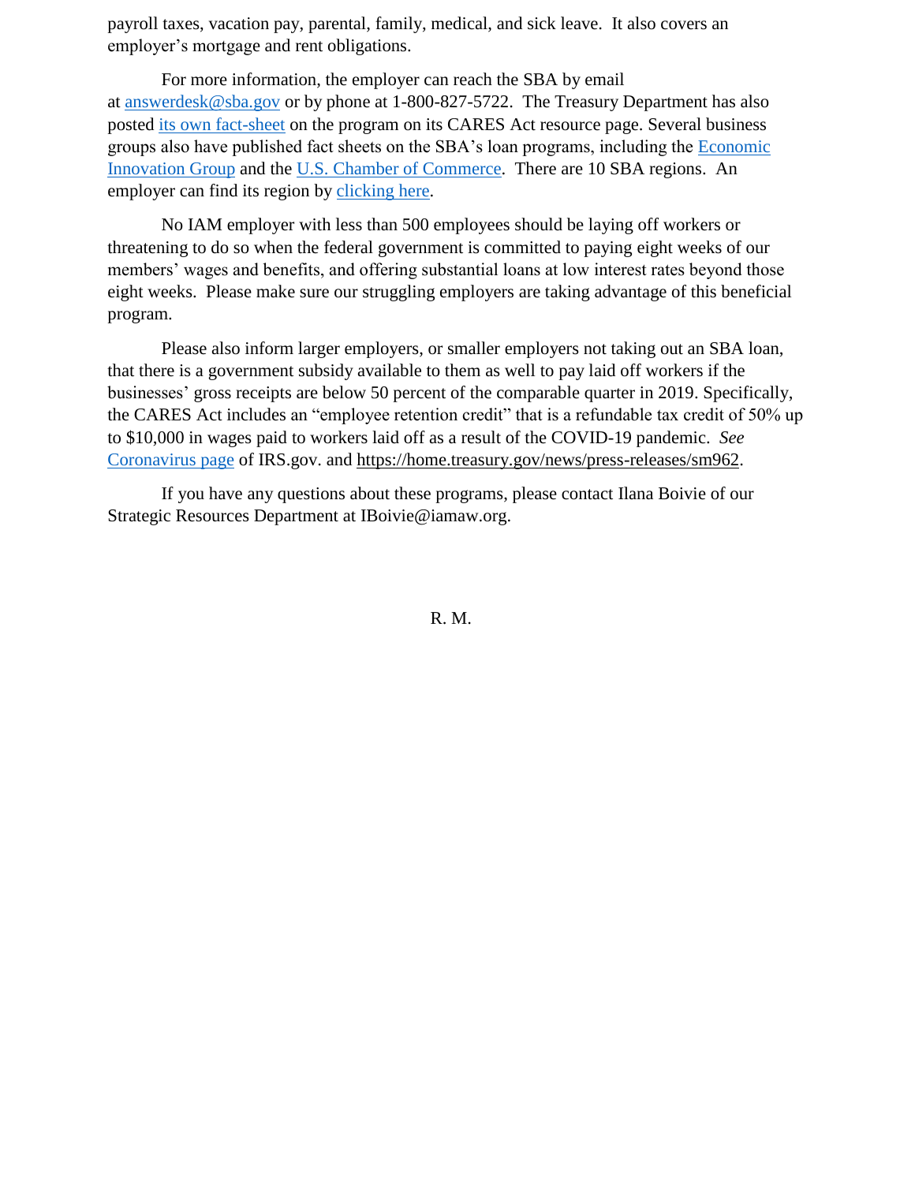payroll taxes, vacation pay, parental, family, medical, and sick leave. It also covers an employer's mortgage and rent obligations.

For more information, the employer can reach the SBA by email at answerdesk@sba.gov or by phone at 1-800-827-5722. The Treasury Department has also posted its own fact-sheet on the program on its CARES Act resource page. Several business groups also have published fact sheets on the SBA's loan programs, including the Economic Innovation Group and the U.S. Chamber of Commerce. There are 10 SBA regions. An employer can find its region by clicking here.

No IAM employer with less than 500 employees should be laying off workers or threatening to do so when the federal government is committed to paying eight weeks of our members' wages and benefits, and offering substantial loans at low interest rates beyond those eight weeks. Please make sure our struggling employers are taking advantage of this beneficial program.

Please also inform larger employers, or smaller employers not taking out an SBA loan, that there is a government subsidy available to them as well to pay laid off workers if the businesses' gross receipts are below 50 percent of the comparable quarter in 2019. Specifically, the CARES Act includes an "employee retention credit" that is a refundable tax credit of 50% up to $10,000 in wages paid to workers laid off as a result of the COVID-19 pandemic. *See* Coronavirus page of IRS.gov. and https://home.treasury.gov/news/press-releases/sm962.

If you have any questions about these programs, please contact Ilana Boivie of our Strategic Resources Department at IBoivie@iamaw.org.

R. M.